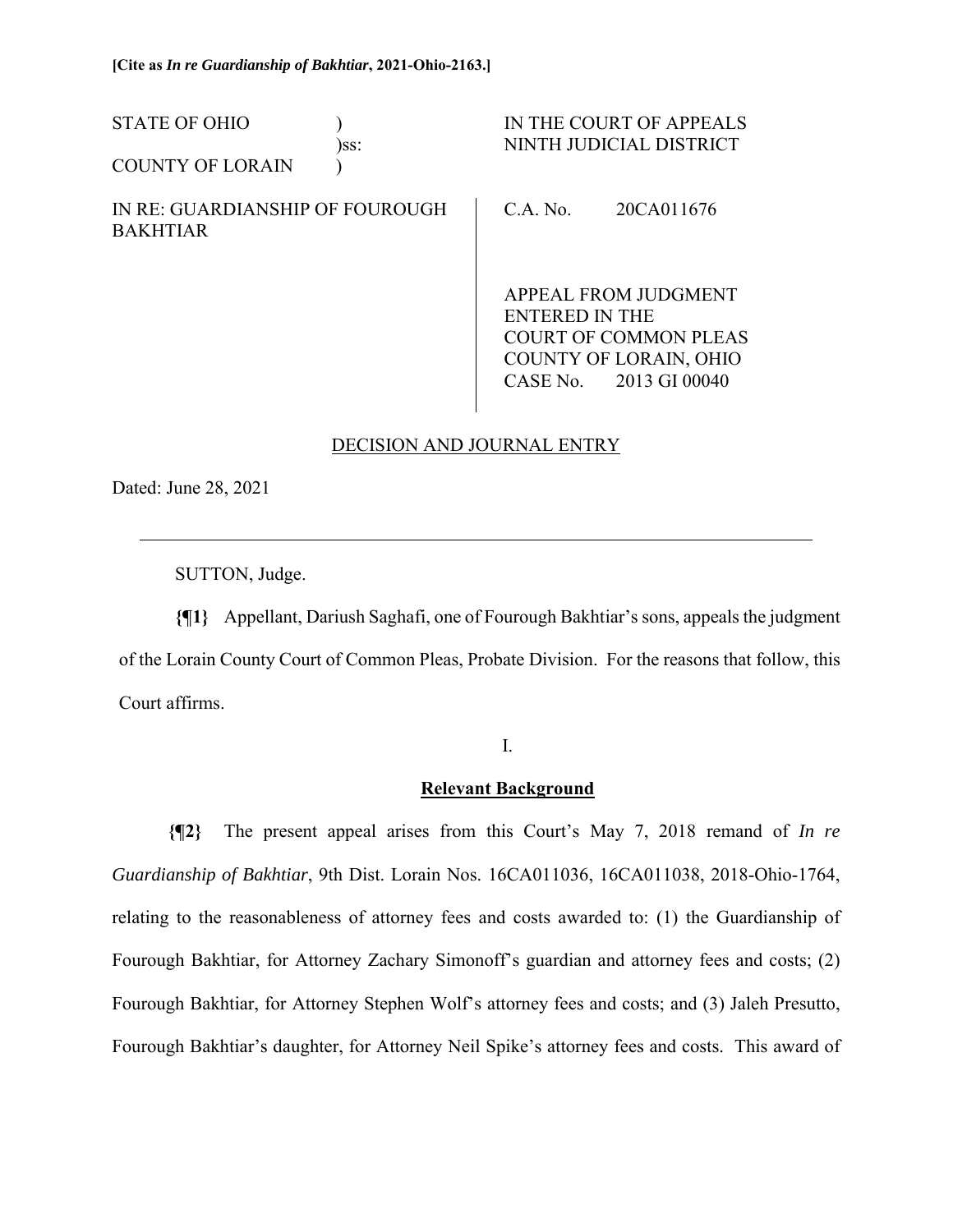**[Cite as *In re Guardianship of Bakhtiar*, 2021-Ohio-2163.]**

| | | |
|---|---|---|
| STATE OF OHIO )<br>)ss:<br>COUNTY OF LORAIN ) | | IN THE COURT OF APPEALS<br>NINTH JUDICIAL DISTRICT |
| IN RE: GUARDIANSHIP OF FOUROUGH BAKHTIAR | | C.A. No. 20CA011676 |
| | | APPEAL FROM JUDGMENT<br>ENTERED IN THE<br>COURT OF COMMON PLEAS<br>COUNTY OF LORAIN, OHIO<br>CASE No. 2013 GI 00040 |

DECISION AND JOURNAL ENTRY

Dated: June 28, 2021

---

SUTTON, Judge.

**{¶1}** Appellant, Dariush Saghafi, one of Fourough Bakhtiar's sons, appeals the judgment of the Lorain County Court of Common Pleas, Probate Division. For the reasons that follow, this Court affirms.

I.

## Relevant Background

**{¶2}** The present appeal arises from this Court's May 7, 2018 remand of *In re Guardianship of Bakhtiar*, 9th Dist. Lorain Nos. 16CA011036, 16CA011038, 2018-Ohio-1764, relating to the reasonableness of attorney fees and costs awarded to: (1) the Guardianship of Fourough Bakhtiar, for Attorney Zachary Simonoff's guardian and attorney fees and costs; (2) Fourough Bakhtiar, for Attorney Stephen Wolf's attorney fees and costs; and (3) Jaleh Presutto, Fourough Bakhtiar's daughter, for Attorney Neil Spike's attorney fees and costs. This award of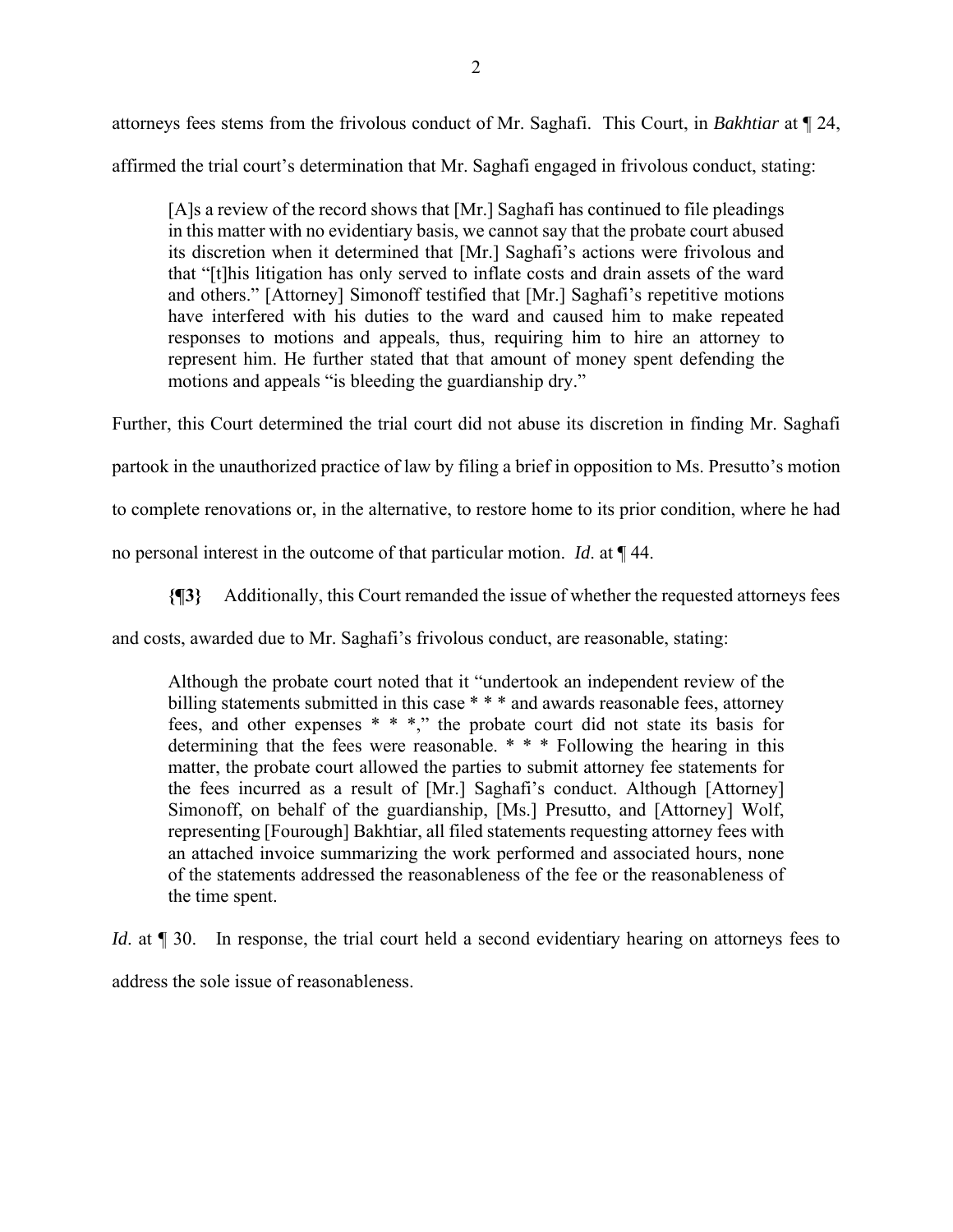attorneys fees stems from the frivolous conduct of Mr. Saghafi. This Court, in *Bakhtiar* at ¶ 24, affirmed the trial court's determination that Mr. Saghafi engaged in frivolous conduct, stating:

> [A]s a review of the record shows that [Mr.] Saghafi has continued to file pleadings in this matter with no evidentiary basis, we cannot say that the probate court abused its discretion when it determined that [Mr.] Saghafi's actions were frivolous and that "[t]his litigation has only served to inflate costs and drain assets of the ward and others." [Attorney] Simonoff testified that [Mr.] Saghafi's repetitive motions have interfered with his duties to the ward and caused him to make repeated responses to motions and appeals, thus, requiring him to hire an attorney to represent him. He further stated that that amount of money spent defending the motions and appeals "is bleeding the guardianship dry."

Further, this Court determined the trial court did not abuse its discretion in finding Mr. Saghafi partook in the unauthorized practice of law by filing a brief in opposition to Ms. Presutto's motion to complete renovations or, in the alternative, to restore home to its prior condition, where he had no personal interest in the outcome of that particular motion. *Id*. at ¶ 44.

**{¶3}** Additionally, this Court remanded the issue of whether the requested attorneys fees and costs, awarded due to Mr. Saghafi's frivolous conduct, are reasonable, stating:

> Although the probate court noted that it "undertook an independent review of the billing statements submitted in this case * * * and awards reasonable fees, attorney fees, and other expenses * * *," the probate court did not state its basis for determining that the fees were reasonable. * * * Following the hearing in this matter, the probate court allowed the parties to submit attorney fee statements for the fees incurred as a result of [Mr.] Saghafi's conduct. Although [Attorney] Simonoff, on behalf of the guardianship, [Ms.] Presutto, and [Attorney] Wolf, representing [Fourough] Bakhtiar, all filed statements requesting attorney fees with an attached invoice summarizing the work performed and associated hours, none of the statements addressed the reasonableness of the fee or the reasonableness of the time spent.

*Id*. at ¶ 30. In response, the trial court held a second evidentiary hearing on attorneys fees to address the sole issue of reasonableness.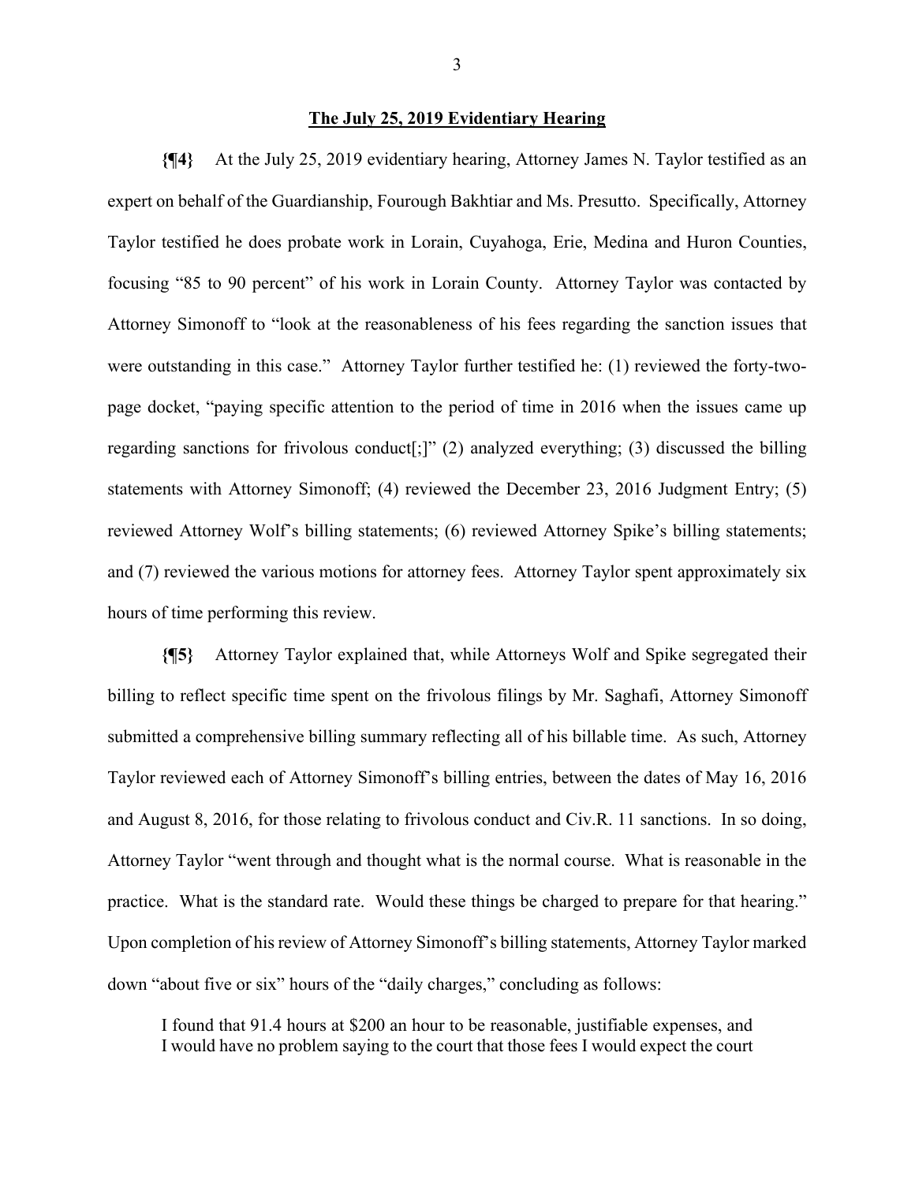**The July 25, 2019 Evidentiary Hearing**

**{¶4}** At the July 25, 2019 evidentiary hearing, Attorney James N. Taylor testified as an expert on behalf of the Guardianship, Fourough Bakhtiar and Ms. Presutto. Specifically, Attorney Taylor testified he does probate work in Lorain, Cuyahoga, Erie, Medina and Huron Counties, focusing "85 to 90 percent" of his work in Lorain County. Attorney Taylor was contacted by Attorney Simonoff to "look at the reasonableness of his fees regarding the sanction issues that were outstanding in this case." Attorney Taylor further testified he: (1) reviewed the forty-two-page docket, "paying specific attention to the period of time in 2016 when the issues came up regarding sanctions for frivolous conduct[;]" (2) analyzed everything; (3) discussed the billing statements with Attorney Simonoff; (4) reviewed the December 23, 2016 Judgment Entry; (5) reviewed Attorney Wolf's billing statements; (6) reviewed Attorney Spike's billing statements; and (7) reviewed the various motions for attorney fees. Attorney Taylor spent approximately six hours of time performing this review.

**{¶5}** Attorney Taylor explained that, while Attorneys Wolf and Spike segregated their billing to reflect specific time spent on the frivolous filings by Mr. Saghafi, Attorney Simonoff submitted a comprehensive billing summary reflecting all of his billable time. As such, Attorney Taylor reviewed each of Attorney Simonoff's billing entries, between the dates of May 16, 2016 and August 8, 2016, for those relating to frivolous conduct and Civ.R. 11 sanctions. In so doing, Attorney Taylor "went through and thought what is the normal course. What is reasonable in the practice. What is the standard rate. Would these things be charged to prepare for that hearing." Upon completion of his review of Attorney Simonoff's billing statements, Attorney Taylor marked down "about five or six" hours of the "daily charges," concluding as follows:

> I found that 91.4 hours at $200 an hour to be reasonable, justifiable expenses, and I would have no problem saying to the court that those fees I would expect the court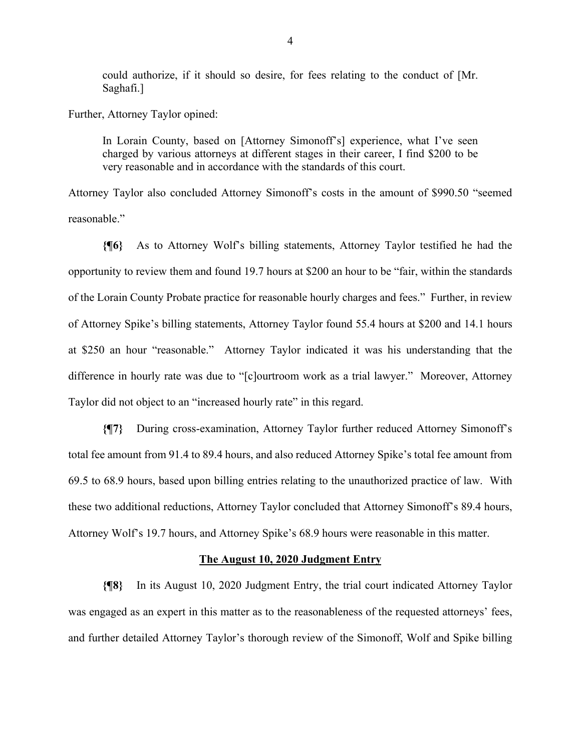> could authorize, if it should so desire, for fees relating to the conduct of [Mr. Saghafi.]

Further, Attorney Taylor opined:

> In Lorain County, based on [Attorney Simonoff's] experience, what I've seen charged by various attorneys at different stages in their career, I find $200 to be very reasonable and in accordance with the standards of this court.

Attorney Taylor also concluded Attorney Simonoff's costs in the amount of $990.50 "seemed reasonable."

**{¶6}** As to Attorney Wolf's billing statements, Attorney Taylor testified he had the opportunity to review them and found 19.7 hours at $200 an hour to be "fair, within the standards of the Lorain County Probate practice for reasonable hourly charges and fees." Further, in review of Attorney Spike's billing statements, Attorney Taylor found 55.4 hours at $200 and 14.1 hours at $250 an hour "reasonable." Attorney Taylor indicated it was his understanding that the difference in hourly rate was due to "[c]ourtroom work as a trial lawyer." Moreover, Attorney Taylor did not object to an "increased hourly rate" in this regard.

**{¶7}** During cross-examination, Attorney Taylor further reduced Attorney Simonoff's total fee amount from 91.4 to 89.4 hours, and also reduced Attorney Spike's total fee amount from 69.5 to 68.9 hours, based upon billing entries relating to the unauthorized practice of law. With these two additional reductions, Attorney Taylor concluded that Attorney Simonoff's 89.4 hours, Attorney Wolf's 19.7 hours, and Attorney Spike's 68.9 hours were reasonable in this matter.

## The August 10, 2020 Judgment Entry

**{¶8}** In its August 10, 2020 Judgment Entry, the trial court indicated Attorney Taylor was engaged as an expert in this matter as to the reasonableness of the requested attorneys' fees, and further detailed Attorney Taylor's thorough review of the Simonoff, Wolf and Spike billing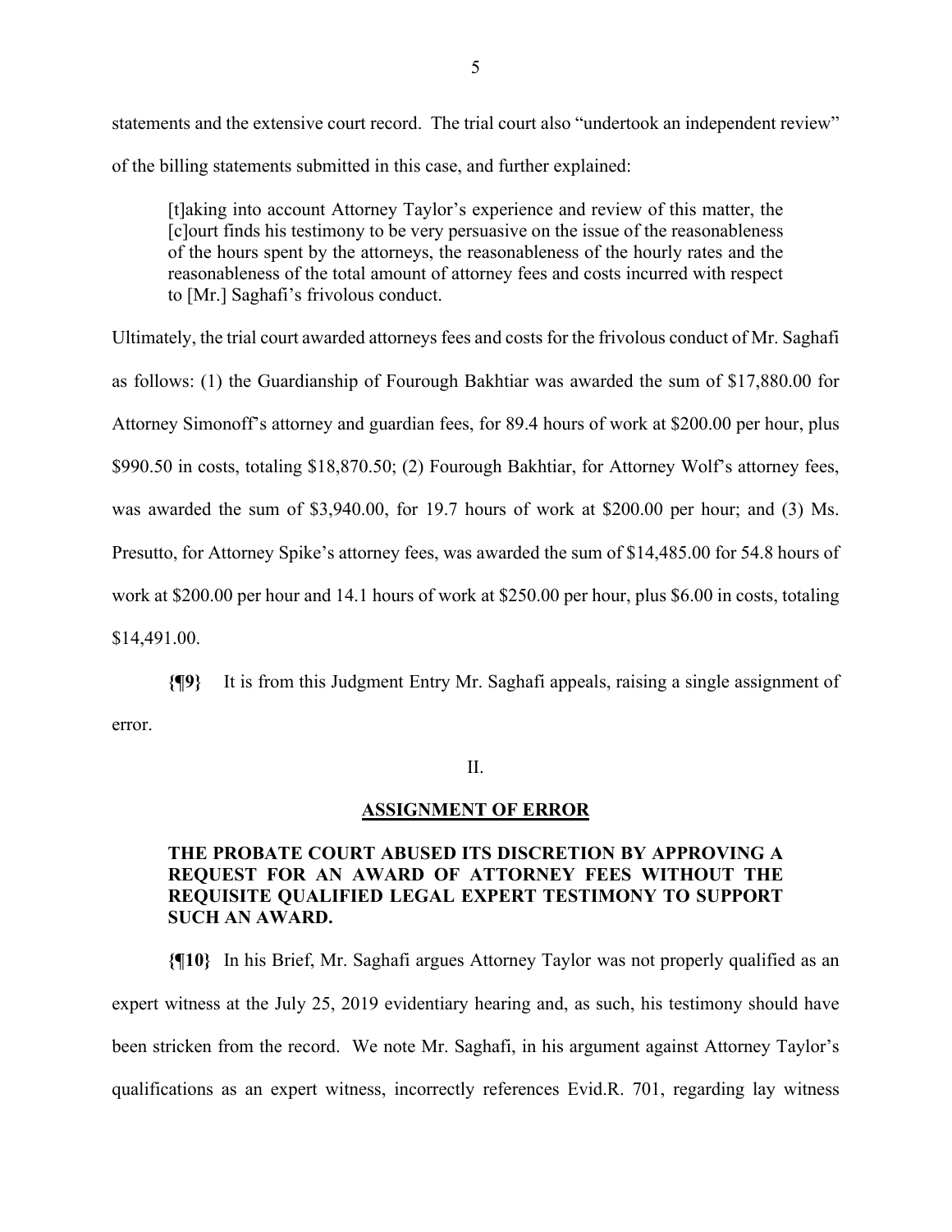statements and the extensive court record. The trial court also "undertook an independent review" of the billing statements submitted in this case, and further explained:

> [t]aking into account Attorney Taylor's experience and review of this matter, the [c]ourt finds his testimony to be very persuasive on the issue of the reasonableness of the hours spent by the attorneys, the reasonableness of the hourly rates and the reasonableness of the total amount of attorney fees and costs incurred with respect to [Mr.] Saghafi's frivolous conduct.

Ultimately, the trial court awarded attorneys fees and costs for the frivolous conduct of Mr. Saghafi as follows: (1) the Guardianship of Fourough Bakhtiar was awarded the sum of $17,880.00 for Attorney Simonoff's attorney and guardian fees, for 89.4 hours of work at $200.00 per hour, plus $990.50 in costs, totaling $18,870.50; (2) Fourough Bakhtiar, for Attorney Wolf's attorney fees, was awarded the sum of $3,940.00, for 19.7 hours of work at $200.00 per hour; and (3) Ms. Presutto, for Attorney Spike's attorney fees, was awarded the sum of $14,485.00 for 54.8 hours of work at $200.00 per hour and 14.1 hours of work at $250.00 per hour, plus $6.00 in costs, totaling $14,491.00.

**{¶9}** It is from this Judgment Entry Mr. Saghafi appeals, raising a single assignment of error.

II.

## ASSIGNMENT OF ERROR

**THE PROBATE COURT ABUSED ITS DISCRETION BY APPROVING A REQUEST FOR AN AWARD OF ATTORNEY FEES WITHOUT THE REQUISITE QUALIFIED LEGAL EXPERT TESTIMONY TO SUPPORT SUCH AN AWARD.**

**{¶10}** In his Brief, Mr. Saghafi argues Attorney Taylor was not properly qualified as an expert witness at the July 25, 2019 evidentiary hearing and, as such, his testimony should have been stricken from the record. We note Mr. Saghafi, in his argument against Attorney Taylor's qualifications as an expert witness, incorrectly references Evid.R. 701, regarding lay witness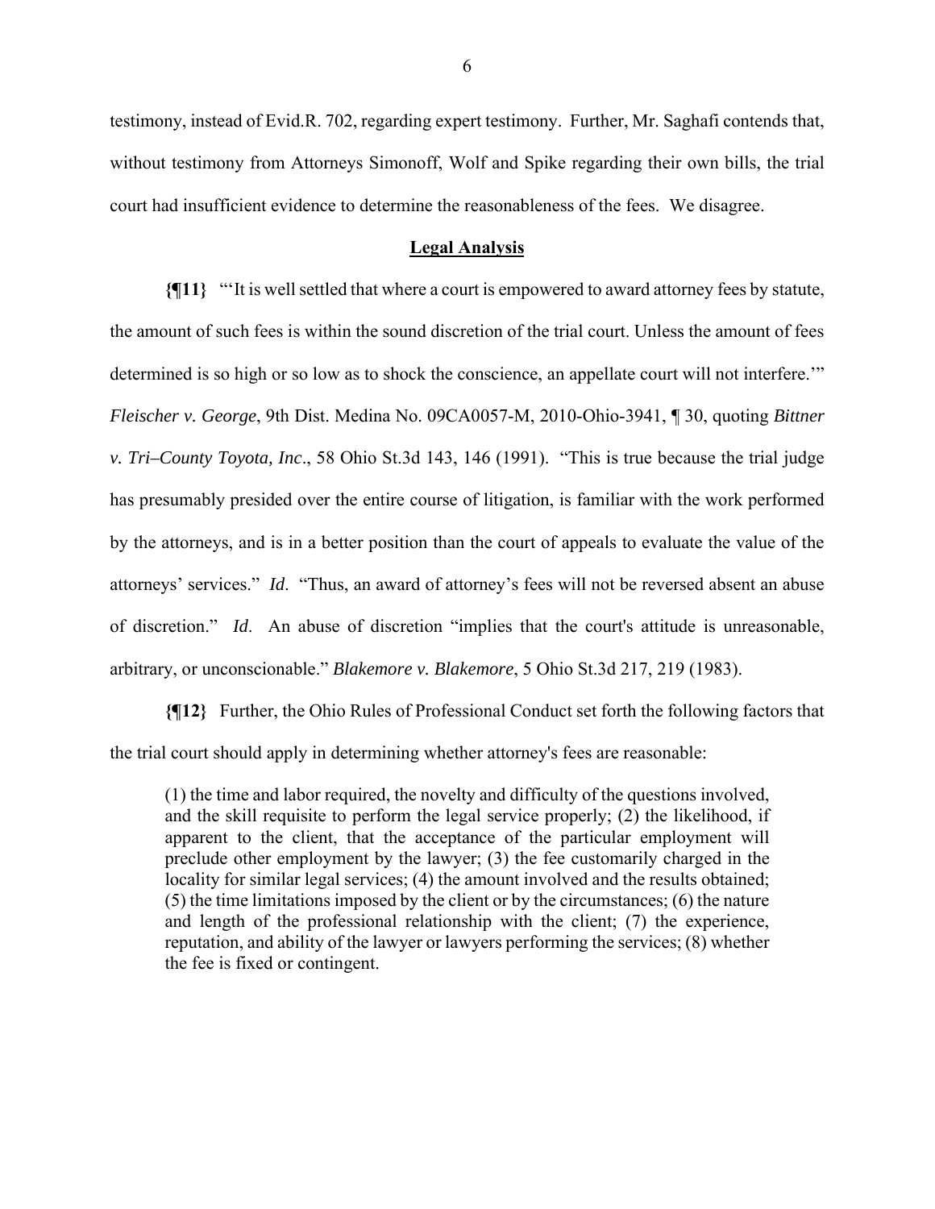testimony, instead of Evid.R. 702, regarding expert testimony. Further, Mr. Saghafi contends that, without testimony from Attorneys Simonoff, Wolf and Spike regarding their own bills, the trial court had insufficient evidence to determine the reasonableness of the fees. We disagree.

**Legal Analysis**

**{¶11}** "'It is well settled that where a court is empowered to award attorney fees by statute, the amount of such fees is within the sound discretion of the trial court. Unless the amount of fees determined is so high or so low as to shock the conscience, an appellate court will not interfere.'" *Fleischer v. George*, 9th Dist. Medina No. 09CA0057-M, 2010-Ohio-3941, ¶ 30, quoting *Bittner v. Tri–County Toyota, Inc*., 58 Ohio St.3d 143, 146 (1991). "This is true because the trial judge has presumably presided over the entire course of litigation, is familiar with the work performed by the attorneys, and is in a better position than the court of appeals to evaluate the value of the attorneys' services." *Id*. "Thus, an award of attorney's fees will not be reversed absent an abuse of discretion." *Id*. An abuse of discretion "implies that the court's attitude is unreasonable, arbitrary, or unconscionable." *Blakemore v. Blakemore*, 5 Ohio St.3d 217, 219 (1983).

**{¶12}** Further, the Ohio Rules of Professional Conduct set forth the following factors that the trial court should apply in determining whether attorney's fees are reasonable:

> (1) the time and labor required, the novelty and difficulty of the questions involved, and the skill requisite to perform the legal service properly; (2) the likelihood, if apparent to the client, that the acceptance of the particular employment will preclude other employment by the lawyer; (3) the fee customarily charged in the locality for similar legal services; (4) the amount involved and the results obtained; (5) the time limitations imposed by the client or by the circumstances; (6) the nature and length of the professional relationship with the client; (7) the experience, reputation, and ability of the lawyer or lawyers performing the services; (8) whether the fee is fixed or contingent.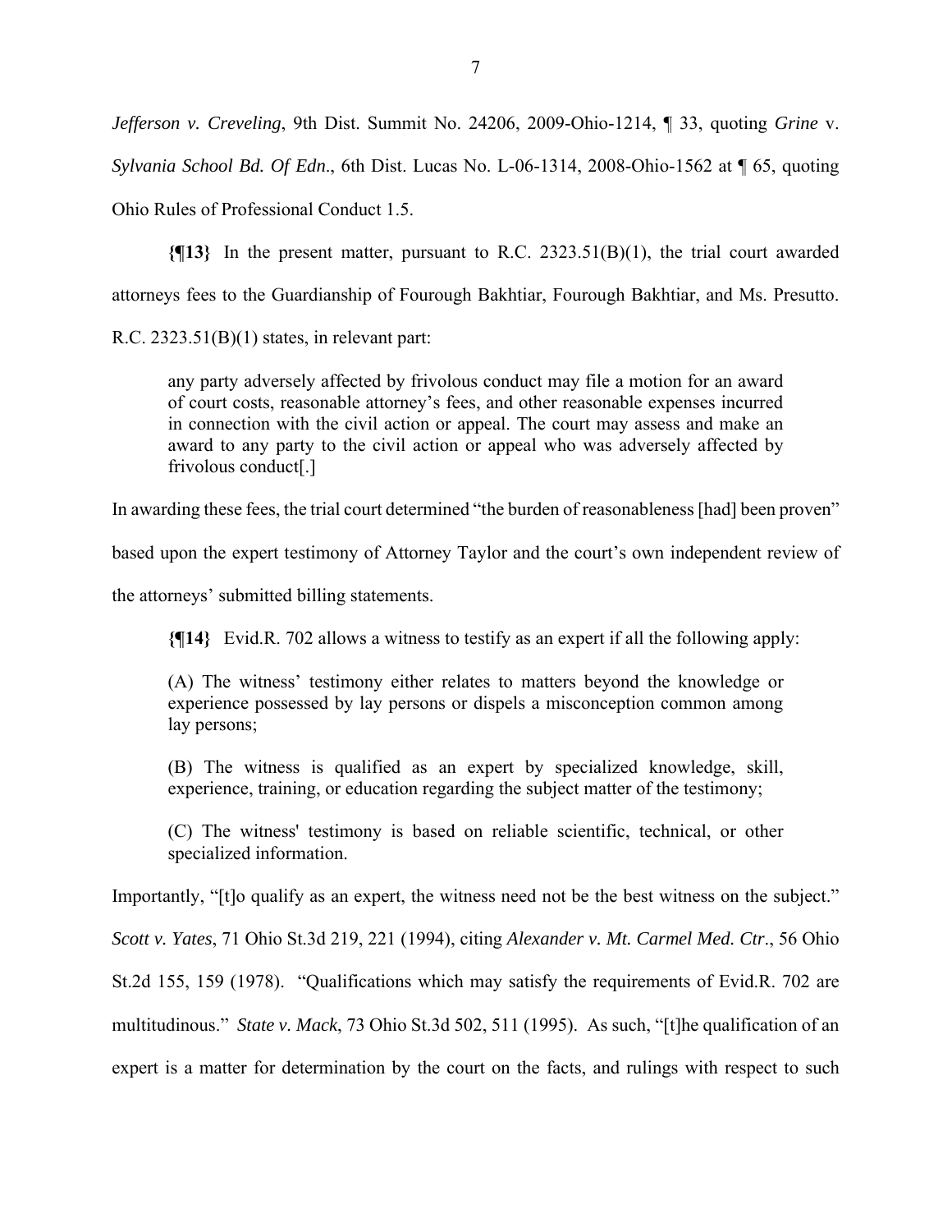*Jefferson v. Creveling*, 9th Dist. Summit No. 24206, 2009-Ohio-1214, ¶ 33, quoting *Grine* v. *Sylvania School Bd. Of Edn*., 6th Dist. Lucas No. L-06-1314, 2008-Ohio-1562 at ¶ 65, quoting Ohio Rules of Professional Conduct 1.5.

**{¶13}** In the present matter, pursuant to R.C. 2323.51(B)(1), the trial court awarded attorneys fees to the Guardianship of Fourough Bakhtiar, Fourough Bakhtiar, and Ms. Presutto. R.C. 2323.51(B)(1) states, in relevant part:

> any party adversely affected by frivolous conduct may file a motion for an award of court costs, reasonable attorney's fees, and other reasonable expenses incurred in connection with the civil action or appeal. The court may assess and make an award to any party to the civil action or appeal who was adversely affected by frivolous conduct[.]

In awarding these fees, the trial court determined "the burden of reasonableness [had] been proven" based upon the expert testimony of Attorney Taylor and the court's own independent review of the attorneys' submitted billing statements.

**{¶14}** Evid.R. 702 allows a witness to testify as an expert if all the following apply:

> (A) The witness' testimony either relates to matters beyond the knowledge or experience possessed by lay persons or dispels a misconception common among lay persons;
>
> (B) The witness is qualified as an expert by specialized knowledge, skill, experience, training, or education regarding the subject matter of the testimony;
>
> (C) The witness' testimony is based on reliable scientific, technical, or other specialized information.

Importantly, "[t]o qualify as an expert, the witness need not be the best witness on the subject." *Scott v. Yates*, 71 Ohio St.3d 219, 221 (1994), citing *Alexander v. Mt. Carmel Med. Ctr*., 56 Ohio St.2d 155, 159 (1978). "Qualifications which may satisfy the requirements of Evid.R. 702 are multitudinous." *State v. Mack*, 73 Ohio St.3d 502, 511 (1995). As such, "[t]he qualification of an expert is a matter for determination by the court on the facts, and rulings with respect to such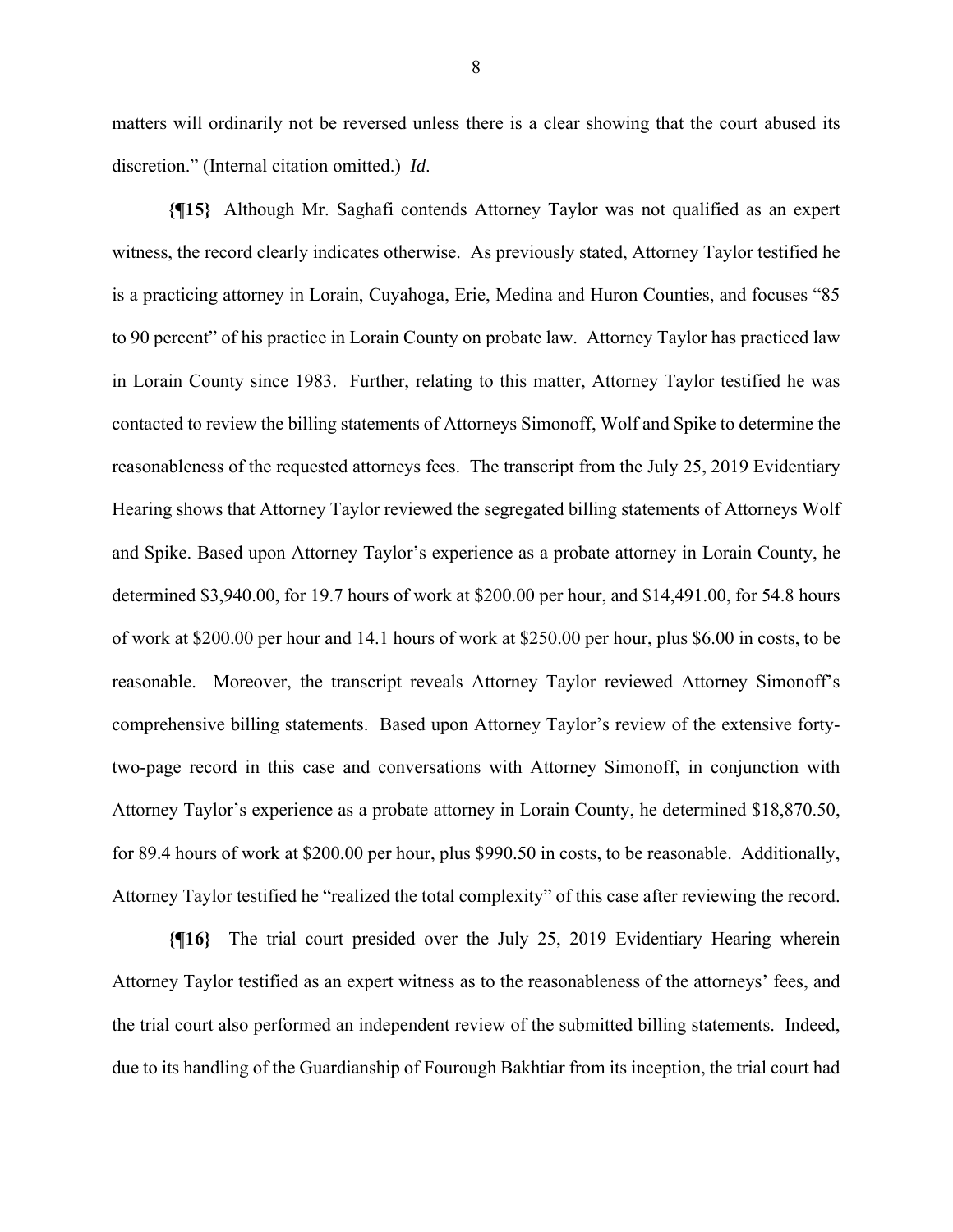matters will ordinarily not be reversed unless there is a clear showing that the court abused its discretion." (Internal citation omitted.) *Id*.

**{¶15}** Although Mr. Saghafi contends Attorney Taylor was not qualified as an expert witness, the record clearly indicates otherwise. As previously stated, Attorney Taylor testified he is a practicing attorney in Lorain, Cuyahoga, Erie, Medina and Huron Counties, and focuses "85 to 90 percent" of his practice in Lorain County on probate law. Attorney Taylor has practiced law in Lorain County since 1983. Further, relating to this matter, Attorney Taylor testified he was contacted to review the billing statements of Attorneys Simonoff, Wolf and Spike to determine the reasonableness of the requested attorneys fees. The transcript from the July 25, 2019 Evidentiary Hearing shows that Attorney Taylor reviewed the segregated billing statements of Attorneys Wolf and Spike. Based upon Attorney Taylor's experience as a probate attorney in Lorain County, he determined \$3,940.00, for 19.7 hours of work at \$200.00 per hour, and \$14,491.00, for 54.8 hours of work at \$200.00 per hour and 14.1 hours of work at \$250.00 per hour, plus \$6.00 in costs, to be reasonable. Moreover, the transcript reveals Attorney Taylor reviewed Attorney Simonoff's comprehensive billing statements. Based upon Attorney Taylor's review of the extensive forty-two-page record in this case and conversations with Attorney Simonoff, in conjunction with Attorney Taylor's experience as a probate attorney in Lorain County, he determined \$18,870.50, for 89.4 hours of work at \$200.00 per hour, plus \$990.50 in costs, to be reasonable. Additionally, Attorney Taylor testified he "realized the total complexity" of this case after reviewing the record.

**{¶16}** The trial court presided over the July 25, 2019 Evidentiary Hearing wherein Attorney Taylor testified as an expert witness as to the reasonableness of the attorneys' fees, and the trial court also performed an independent review of the submitted billing statements. Indeed, due to its handling of the Guardianship of Fourough Bakhtiar from its inception, the trial court had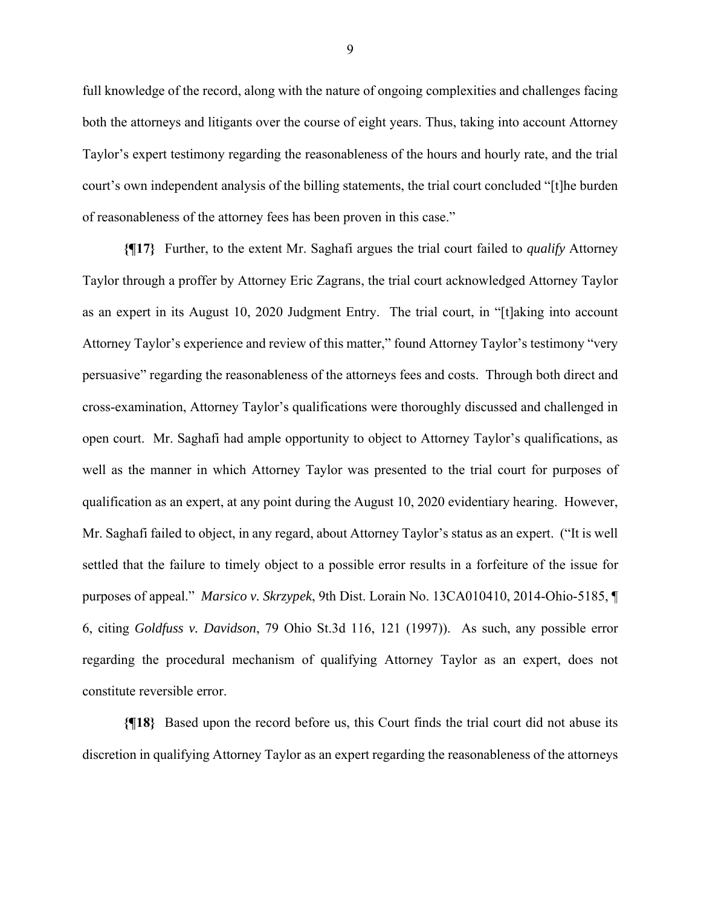full knowledge of the record, along with the nature of ongoing complexities and challenges facing both the attorneys and litigants over the course of eight years. Thus, taking into account Attorney Taylor's expert testimony regarding the reasonableness of the hours and hourly rate, and the trial court's own independent analysis of the billing statements, the trial court concluded "[t]he burden of reasonableness of the attorney fees has been proven in this case."

**{¶17}** Further, to the extent Mr. Saghafi argues the trial court failed to *qualify* Attorney Taylor through a proffer by Attorney Eric Zagrans, the trial court acknowledged Attorney Taylor as an expert in its August 10, 2020 Judgment Entry. The trial court, in "[t]aking into account Attorney Taylor's experience and review of this matter," found Attorney Taylor's testimony "very persuasive" regarding the reasonableness of the attorneys fees and costs. Through both direct and cross-examination, Attorney Taylor's qualifications were thoroughly discussed and challenged in open court. Mr. Saghafi had ample opportunity to object to Attorney Taylor's qualifications, as well as the manner in which Attorney Taylor was presented to the trial court for purposes of qualification as an expert, at any point during the August 10, 2020 evidentiary hearing. However, Mr. Saghafi failed to object, in any regard, about Attorney Taylor's status as an expert. ("It is well settled that the failure to timely object to a possible error results in a forfeiture of the issue for purposes of appeal." *Marsico v. Skrzypek*, 9th Dist. Lorain No. 13CA010410, 2014-Ohio-5185, ¶ 6, citing *Goldfuss v. Davidson*, 79 Ohio St.3d 116, 121 (1997)). As such, any possible error regarding the procedural mechanism of qualifying Attorney Taylor as an expert, does not constitute reversible error.

**{¶18}** Based upon the record before us, this Court finds the trial court did not abuse its discretion in qualifying Attorney Taylor as an expert regarding the reasonableness of the attorneys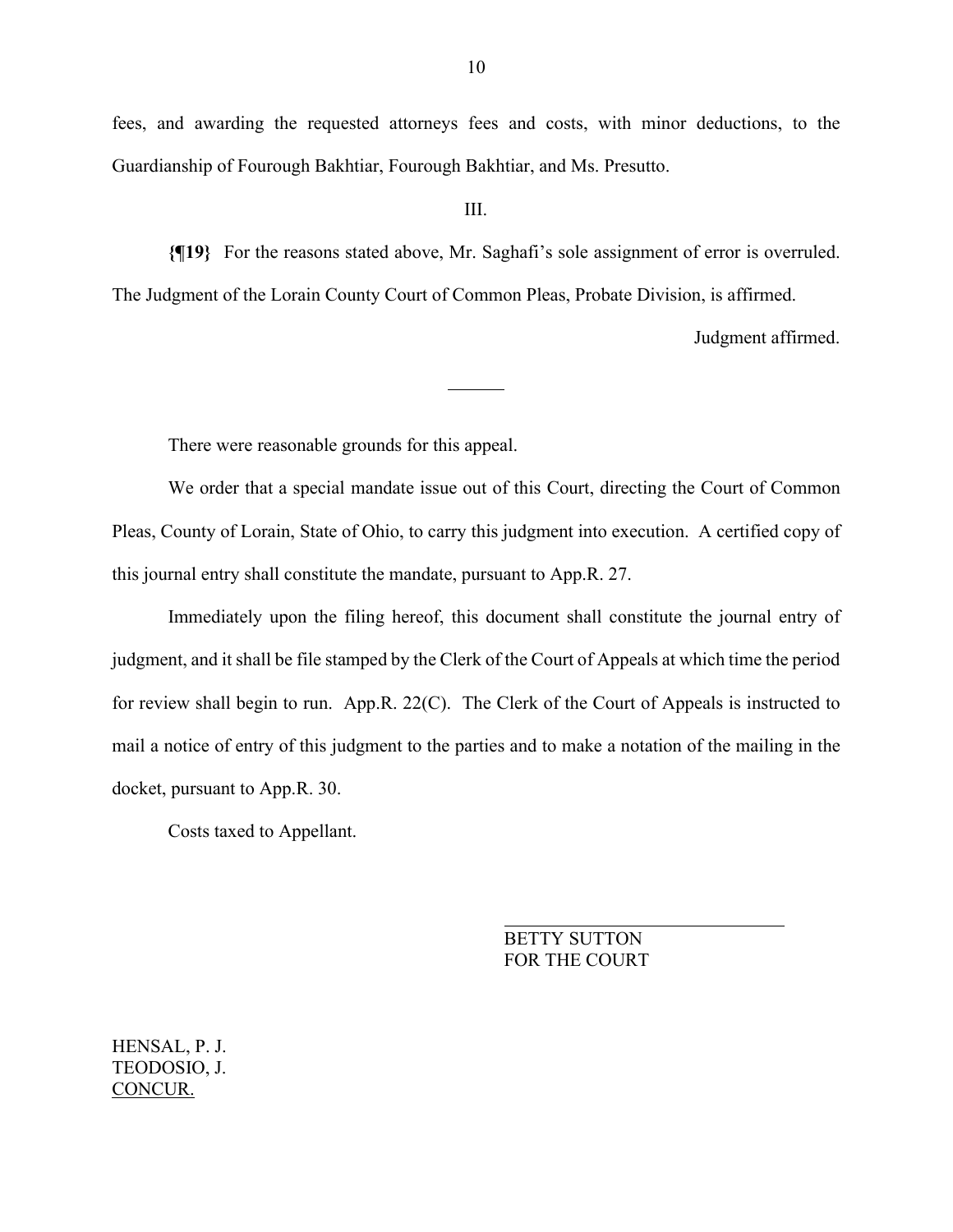fees, and awarding the requested attorneys fees and costs, with minor deductions, to the Guardianship of Fourough Bakhtiar, Fourough Bakhtiar, and Ms. Presutto.

III.

**{¶19}** For the reasons stated above, Mr. Saghafi's sole assignment of error is overruled. The Judgment of the Lorain County Court of Common Pleas, Probate Division, is affirmed.

Judgment affirmed.

---

There were reasonable grounds for this appeal.

We order that a special mandate issue out of this Court, directing the Court of Common Pleas, County of Lorain, State of Ohio, to carry this judgment into execution. A certified copy of this journal entry shall constitute the mandate, pursuant to App.R. 27.

Immediately upon the filing hereof, this document shall constitute the journal entry of judgment, and it shall be file stamped by the Clerk of the Court of Appeals at which time the period for review shall begin to run. App.R. 22(C). The Clerk of the Court of Appeals is instructed to mail a notice of entry of this judgment to the parties and to make a notation of the mailing in the docket, pursuant to App.R. 30.

Costs taxed to Appellant.

BETTY SUTTON
FOR THE COURT

HENSAL, P. J.
TEODOSIO, J.
CONCUR.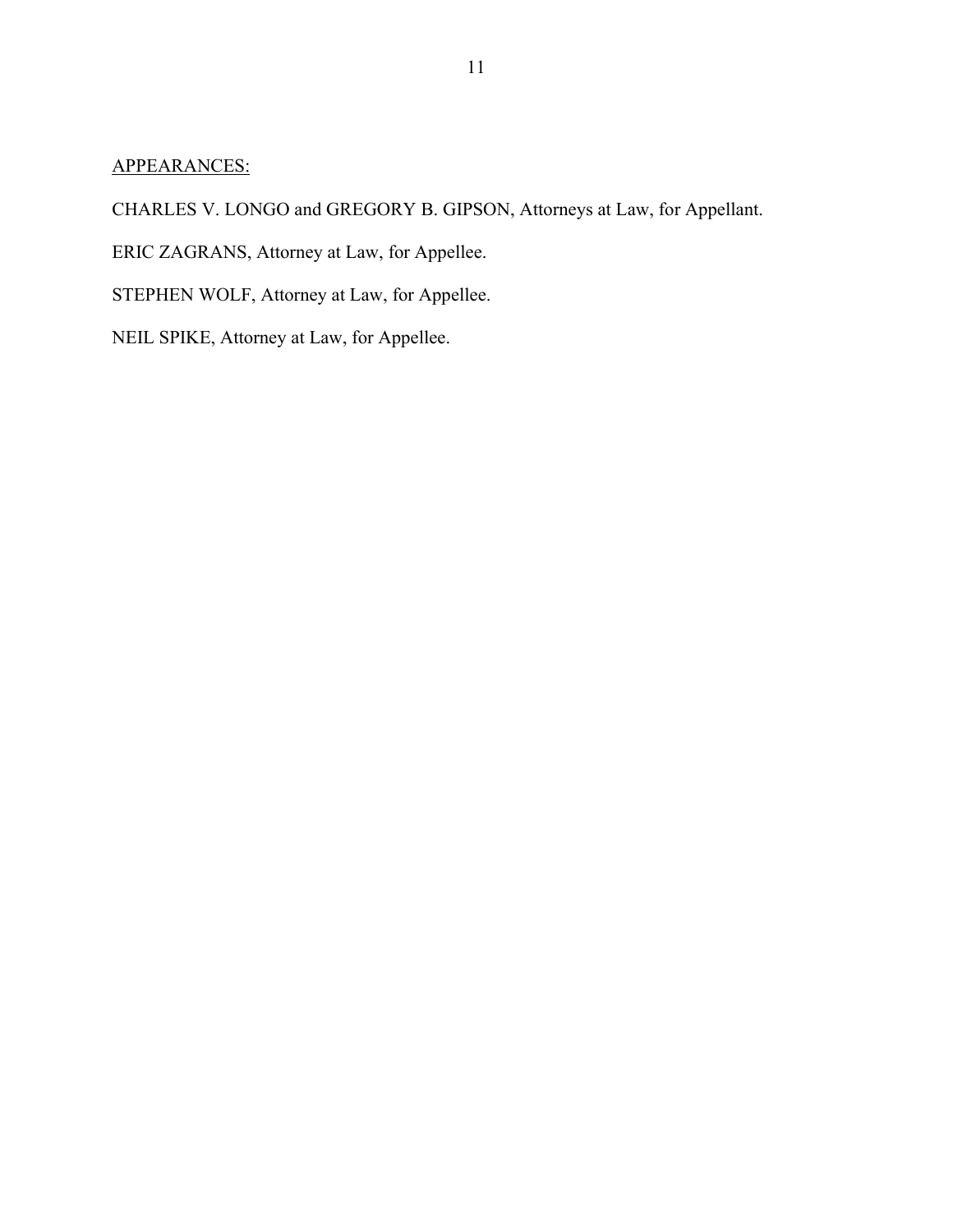APPEARANCES:

CHARLES V. LONGO and GREGORY B. GIPSON, Attorneys at Law, for Appellant.

ERIC ZAGRANS, Attorney at Law, for Appellee.

STEPHEN WOLF, Attorney at Law, for Appellee.

NEIL SPIKE, Attorney at Law, for Appellee.